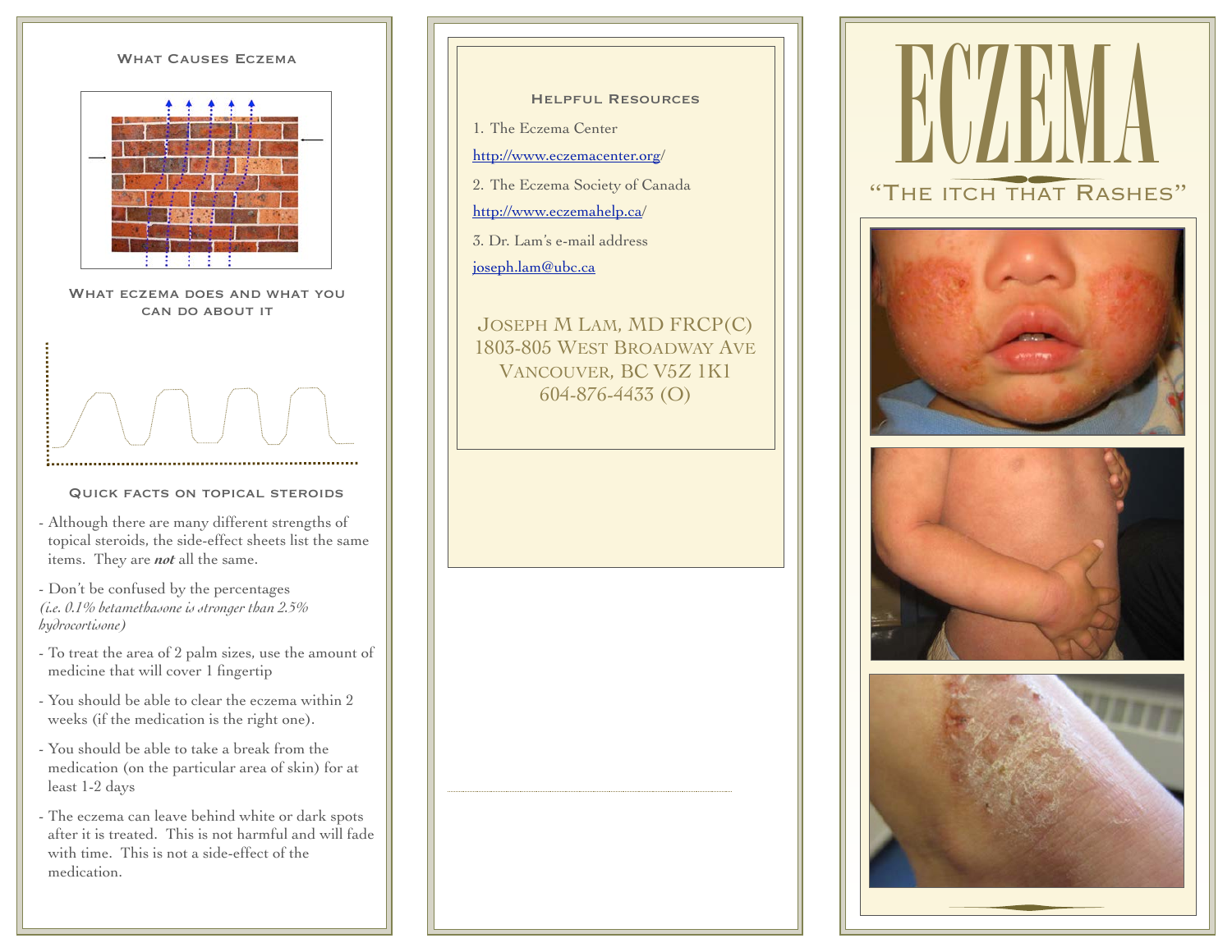## What Causes Eczema

## What eczema does and what you can do about it

## Quick facts on topical steroids

- Although there are many different strengths of topical steroids, the side-effect sheets list the same items. They are ***not*** all the same.
- Don't be confused by the percentages *(i.e. 0.1% betamethasone is stronger than 2.5% hydrocortisone)*
- To treat the area of 2 palm sizes, use the amount of medicine that will cover 1 fingertip
- You should be able to clear the eczema within 2 weeks (if the medication is the right one).
- You should be able to take a break from the medication (on the particular area of skin) for at least 1-2 days
- The eczema can leave behind white or dark spots after it is treated. This is not harmful and will fade with time. This is not a side-effect of the medication.

## Helpful Resources

1. The Eczema Center

http://www.eczemacenter.org/

2. The Eczema Society of Canada

http://www.eczemahelp.ca/

3. Dr. Lam's e-mail address

joseph.lam@ubc.ca

Joseph M Lam, MD FRCP(C)
1803-805 West Broadway Ave
Vancouver, BC V5Z 1K1
604-876-4433 (O)

# ECZEMA

"The itch that Rashes"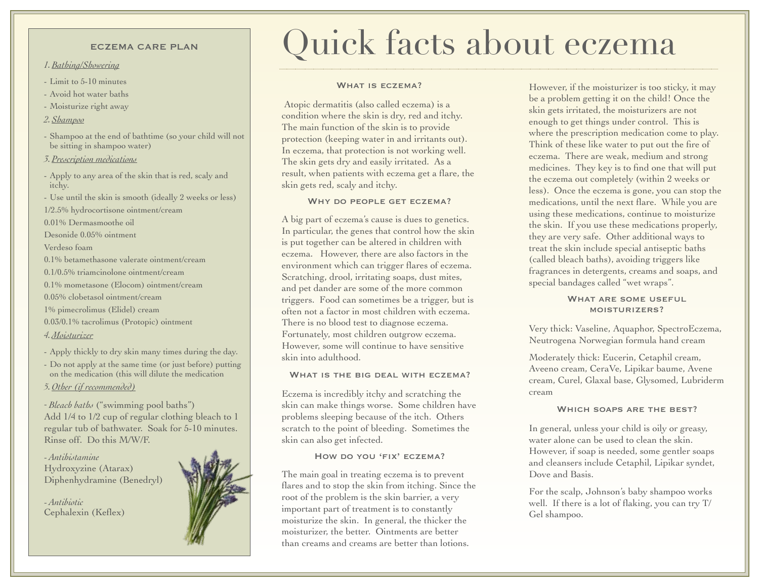# Quick facts about eczema

## ECZEMA CARE PLAN

*1. Bathing/Showering*

- Limit to 5-10 minutes
- Avoid hot water baths
- Moisturize right away

*2. Shampoo*

- Shampoo at the end of bathtime (so your child will not be sitting in shampoo water)

*3. Prescription medications*

- Apply to any area of the skin that is red, scaly and itchy.
- Use until the skin is smooth (ideally 2 weeks or less)

1/2.5% hydrocortisone ointment/cream

0.01% Dermasmoothe oil

Desonide 0.05% ointment

Verdeso foam

0.1% betamethasone valerate ointment/cream

0.1/0.5% triamcinolone ointment/cream

0.1% mometasone (Elocom) ointment/cream

0.05% clobetasol ointment/cream

1% pimecrolimus (Elidel) cream

0.03/0.1% tacrolimus (Protopic) ointment

*4. Moisturizer*

- Apply thickly to dry skin many times during the day.
- Do not apply at the same time (or just before) putting on the medication (this will dilute the medication

*5. Other (if recommended)*

*- Bleach baths* ("swimming pool baths")
Add 1/4 to 1/2 cup of regular clothing bleach to 1 regular tub of bathwater. Soak for 5-10 minutes. Rinse off. Do this M/W/F.

*- Antihistamine*
Hydroxyzine (Atarax)
Diphenhydramine (Benedryl)

*- Antibiotic*
Cephalexin (Keflex)

### What is eczema?

Atopic dermatitis (also called eczema) is a condition where the skin is dry, red and itchy. The main function of the skin is to provide protection (keeping water in and irritants out). In eczema, that protection is not working well. The skin gets dry and easily irritated. As a result, when patients with eczema get a flare, the skin gets red, scaly and itchy.

### Why do people get eczema?

A big part of eczema's cause is dues to genetics. In particular, the genes that control how the skin is put together can be altered in children with eczema. However, there are also factors in the environment which can trigger flares of eczema. Scratching, drool, irritating soaps, dust mites, and pet dander are some of the more common triggers. Food can sometimes be a trigger, but is often not a factor in most children with eczema. There is no blood test to diagnose eczema. Fortunately, most children outgrow eczema. However, some will continue to have sensitive skin into adulthood.

### What is the big deal with eczema?

Eczema is incredibly itchy and scratching the skin can make things worse. Some children have problems sleeping because of the itch. Others scratch to the point of bleeding. Sometimes the skin can also get infected.

### How do you 'fix' eczema?

The main goal in treating eczema is to prevent flares and to stop the skin from itching. Since the root of the problem is the skin barrier, a very important part of treatment is to constantly moisturize the skin. In general, the thicker the moisturizer, the better. Ointments are better than creams and creams are better than lotions. However, if the moisturizer is too sticky, it may be a problem getting it on the child! Once the skin gets irritated, the moisturizers are not enough to get things under control. This is where the prescription medication come to play. Think of these like water to put out the fire of eczema. There are weak, medium and strong medicines. They key is to find one that will put the eczema out completely (within 2 weeks or less). Once the eczema is gone, you can stop the medications, until the next flare. While you are using these medications, continue to moisturize the skin. If you use these medications properly, they are very safe. Other additional ways to treat the skin include special antiseptic baths (called bleach baths), avoiding triggers like fragrances in detergents, creams and soaps, and special bandages called "wet wraps".

### What are some useful moisturizers?

Very thick: Vaseline, Aquaphor, SpectroEczema, Neutrogena Norwegian formula hand cream

Moderately thick: Eucerin, Cetaphil cream, Aveeno cream, CeraVe, Lipikar baume, Avene cream, Curel, Glaxal base, Glysomed, Lubriderm cream

### Which soaps are the best?

In general, unless your child is oily or greasy, water alone can be used to clean the skin. However, if soap is needed, some gentler soaps and cleansers include Cetaphil, Lipikar syndet, Dove and Basis.

For the scalp, Johnson's baby shampoo works well. If there is a lot of flaking, you can try T/Gel shampoo.